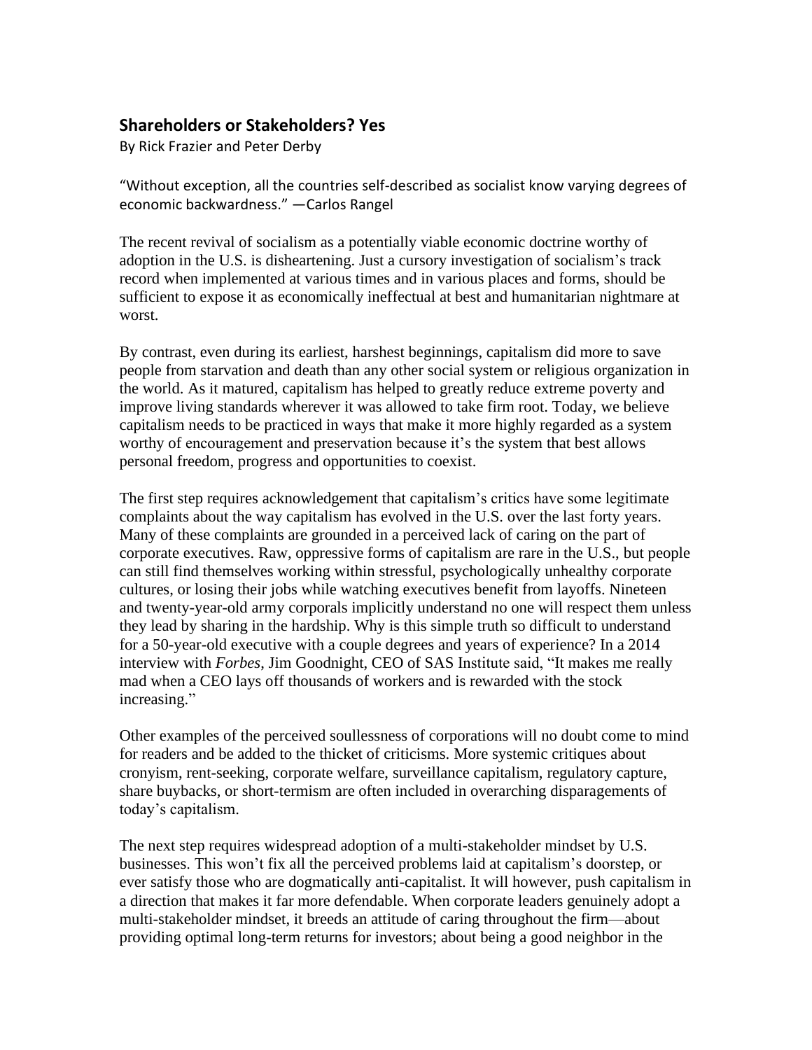## Shareholders or Stakeholders? Yes

By Rick Frazier and Peter Derby

"Without exception, all the countries self-described as socialist know varying degrees of economic backwardness." —Carlos Rangel

The recent revival of socialism as a potentially viable economic doctrine worthy of adoption in the U.S. is disheartening. Just a cursory investigation of socialism's track record when implemented at various times and in various places and forms, should be sufficient to expose it as economically ineffectual at best and humanitarian nightmare at worst.

By contrast, even during its earliest, harshest beginnings, capitalism did more to save people from starvation and death than any other social system or religious organization in the world. As it matured, capitalism has helped to greatly reduce extreme poverty and improve living standards wherever it was allowed to take firm root. Today, we believe capitalism needs to be practiced in ways that make it more highly regarded as a system worthy of encouragement and preservation because it's the system that best allows personal freedom, progress and opportunities to coexist.

The first step requires acknowledgement that capitalism's critics have some legitimate complaints about the way capitalism has evolved in the U.S. over the last forty years. Many of these complaints are grounded in a perceived lack of caring on the part of corporate executives. Raw, oppressive forms of capitalism are rare in the U.S., but people can still find themselves working within stressful, psychologically unhealthy corporate cultures, or losing their jobs while watching executives benefit from layoffs. Nineteen and twenty-year-old army corporals implicitly understand no one will respect them unless they lead by sharing in the hardship. Why is this simple truth so difficult to understand for a 50-year-old executive with a couple degrees and years of experience? In a 2014 interview with *Forbes*, Jim Goodnight, CEO of SAS Institute said, "It makes me really mad when a CEO lays off thousands of workers and is rewarded with the stock increasing."

Other examples of the perceived soullessness of corporations will no doubt come to mind for readers and be added to the thicket of criticisms. More systemic critiques about cronyism, rent-seeking, corporate welfare, surveillance capitalism, regulatory capture, share buybacks, or short-termism are often included in overarching disparagements of today's capitalism.

The next step requires widespread adoption of a multi-stakeholder mindset by U.S. businesses. This won't fix all the perceived problems laid at capitalism's doorstep, or ever satisfy those who are dogmatically anti-capitalist. It will however, push capitalism in a direction that makes it far more defendable. When corporate leaders genuinely adopt a multi-stakeholder mindset, it breeds an attitude of caring throughout the firm—about providing optimal long-term returns for investors; about being a good neighbor in the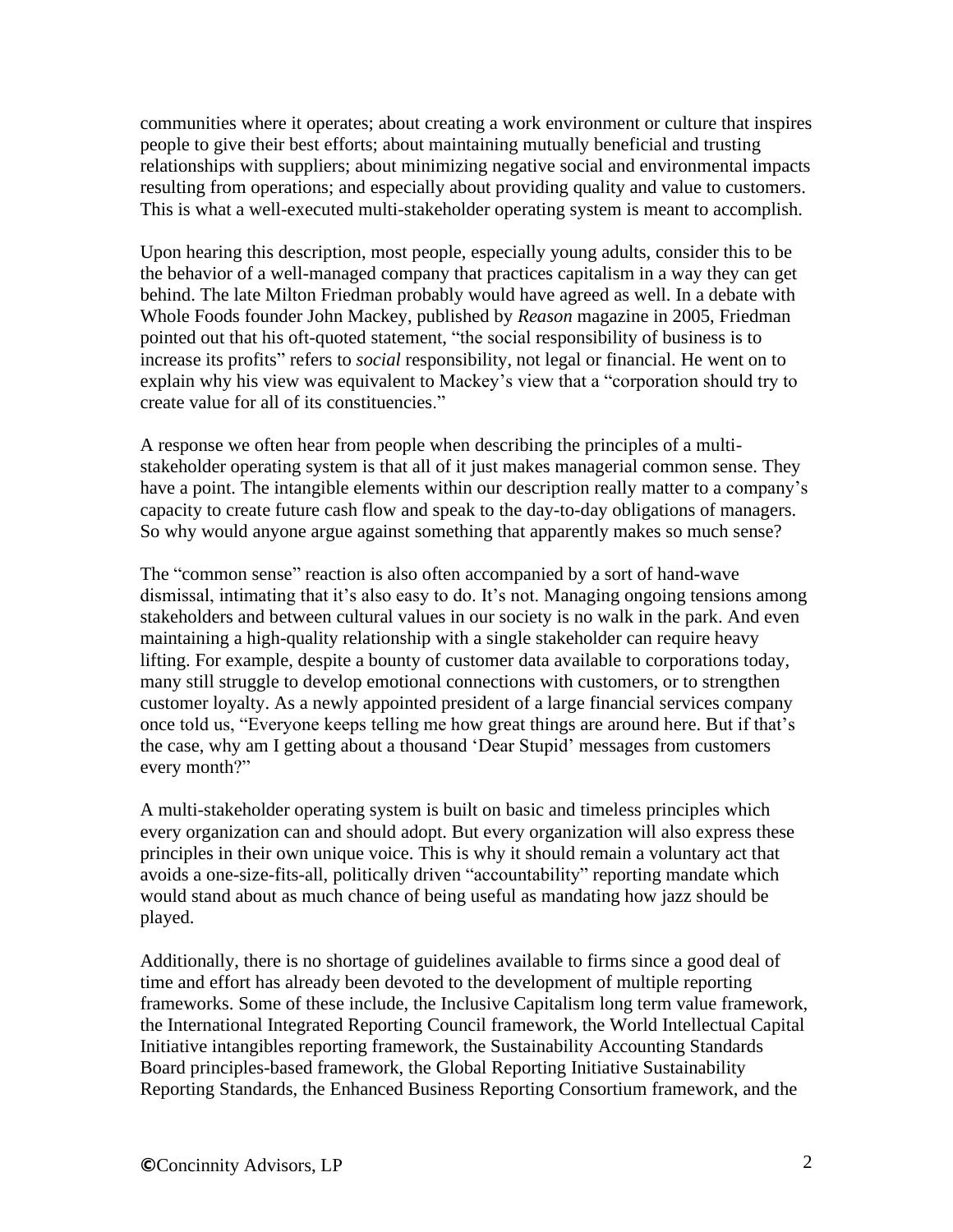communities where it operates; about creating a work environment or culture that inspires people to give their best efforts; about maintaining mutually beneficial and trusting relationships with suppliers; about minimizing negative social and environmental impacts resulting from operations; and especially about providing quality and value to customers. This is what a well-executed multi-stakeholder operating system is meant to accomplish.

Upon hearing this description, most people, especially young adults, consider this to be the behavior of a well-managed company that practices capitalism in a way they can get behind. The late Milton Friedman probably would have agreed as well. In a debate with Whole Foods founder John Mackey, published by *Reason* magazine in 2005, Friedman pointed out that his oft-quoted statement, "the social responsibility of business is to increase its profits" refers to *social* responsibility, not legal or financial. He went on to explain why his view was equivalent to Mackey's view that a "corporation should try to create value for all of its constituencies."

A response we often hear from people when describing the principles of a multi-stakeholder operating system is that all of it just makes managerial common sense. They have a point. The intangible elements within our description really matter to a company's capacity to create future cash flow and speak to the day-to-day obligations of managers. So why would anyone argue against something that apparently makes so much sense?

The "common sense" reaction is also often accompanied by a sort of hand-wave dismissal, intimating that it's also easy to do. It's not. Managing ongoing tensions among stakeholders and between cultural values in our society is no walk in the park. And even maintaining a high-quality relationship with a single stakeholder can require heavy lifting. For example, despite a bounty of customer data available to corporations today, many still struggle to develop emotional connections with customers, or to strengthen customer loyalty. As a newly appointed president of a large financial services company once told us, "Everyone keeps telling me how great things are around here. But if that's the case, why am I getting about a thousand 'Dear Stupid' messages from customers every month?"

A multi-stakeholder operating system is built on basic and timeless principles which every organization can and should adopt. But every organization will also express these principles in their own unique voice. This is why it should remain a voluntary act that avoids a one-size-fits-all, politically driven "accountability" reporting mandate which would stand about as much chance of being useful as mandating how jazz should be played.

Additionally, there is no shortage of guidelines available to firms since a good deal of time and effort has already been devoted to the development of multiple reporting frameworks. Some of these include, the Inclusive Capitalism long term value framework, the International Integrated Reporting Council framework, the World Intellectual Capital Initiative intangibles reporting framework, the Sustainability Accounting Standards Board principles-based framework, the Global Reporting Initiative Sustainability Reporting Standards, the Enhanced Business Reporting Consortium framework, and the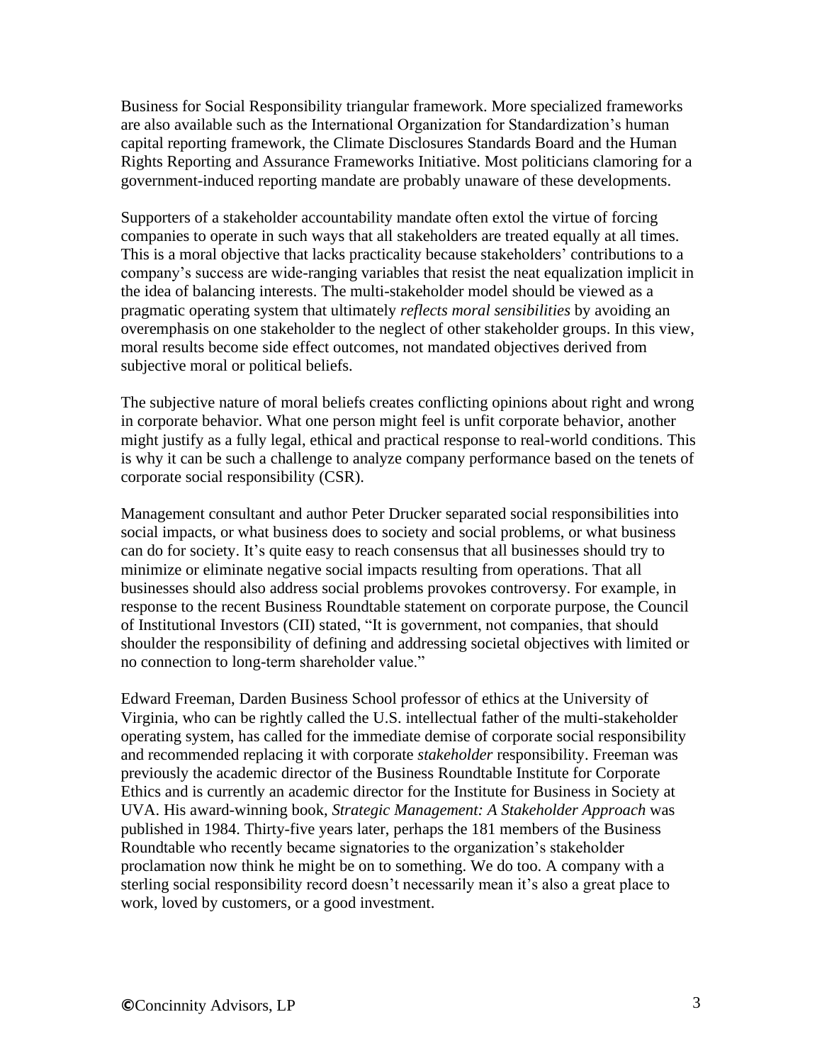Business for Social Responsibility triangular framework. More specialized frameworks are also available such as the International Organization for Standardization's human capital reporting framework, the Climate Disclosures Standards Board and the Human Rights Reporting and Assurance Frameworks Initiative. Most politicians clamoring for a government-induced reporting mandate are probably unaware of these developments.

Supporters of a stakeholder accountability mandate often extol the virtue of forcing companies to operate in such ways that all stakeholders are treated equally at all times. This is a moral objective that lacks practicality because stakeholders' contributions to a company's success are wide-ranging variables that resist the neat equalization implicit in the idea of balancing interests. The multi-stakeholder model should be viewed as a pragmatic operating system that ultimately *reflects moral sensibilities* by avoiding an overemphasis on one stakeholder to the neglect of other stakeholder groups. In this view, moral results become side effect outcomes, not mandated objectives derived from subjective moral or political beliefs.

The subjective nature of moral beliefs creates conflicting opinions about right and wrong in corporate behavior. What one person might feel is unfit corporate behavior, another might justify as a fully legal, ethical and practical response to real-world conditions. This is why it can be such a challenge to analyze company performance based on the tenets of corporate social responsibility (CSR).

Management consultant and author Peter Drucker separated social responsibilities into social impacts, or what business does to society and social problems, or what business can do for society. It's quite easy to reach consensus that all businesses should try to minimize or eliminate negative social impacts resulting from operations. That all businesses should also address social problems provokes controversy. For example, in response to the recent Business Roundtable statement on corporate purpose, the Council of Institutional Investors (CII) stated, "It is government, not companies, that should shoulder the responsibility of defining and addressing societal objectives with limited or no connection to long-term shareholder value."

Edward Freeman, Darden Business School professor of ethics at the University of Virginia, who can be rightly called the U.S. intellectual father of the multi-stakeholder operating system, has called for the immediate demise of corporate social responsibility and recommended replacing it with corporate *stakeholder* responsibility. Freeman was previously the academic director of the Business Roundtable Institute for Corporate Ethics and is currently an academic director for the Institute for Business in Society at UVA. His award-winning book, *Strategic Management: A Stakeholder Approach* was published in 1984. Thirty-five years later, perhaps the 181 members of the Business Roundtable who recently became signatories to the organization's stakeholder proclamation now think he might be on to something. We do too. A company with a sterling social responsibility record doesn't necessarily mean it's also a great place to work, loved by customers, or a good investment.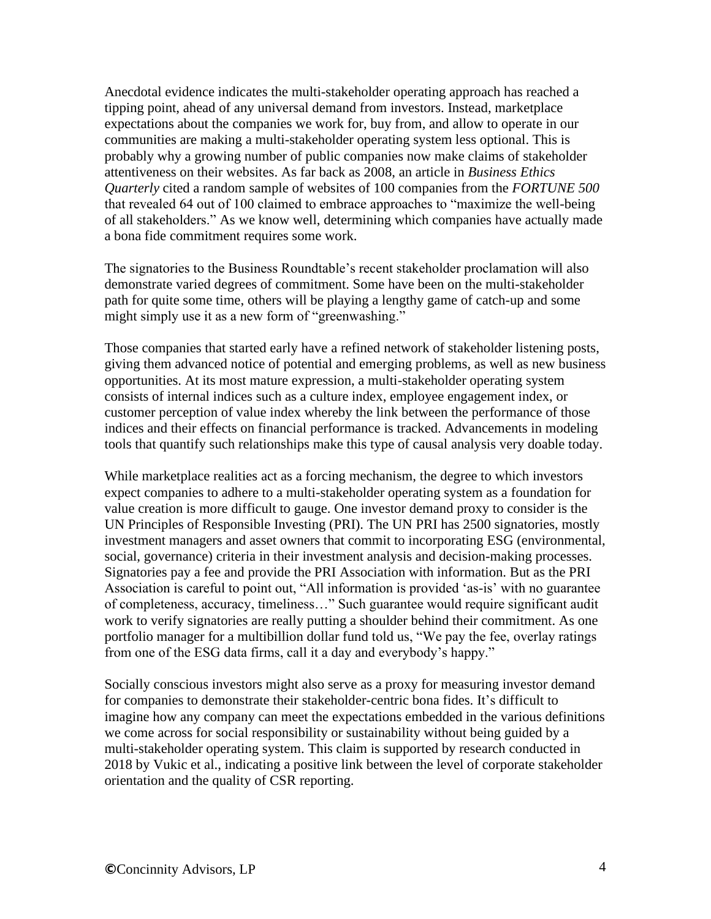Anecdotal evidence indicates the multi-stakeholder operating approach has reached a tipping point, ahead of any universal demand from investors. Instead, marketplace expectations about the companies we work for, buy from, and allow to operate in our communities are making a multi-stakeholder operating system less optional. This is probably why a growing number of public companies now make claims of stakeholder attentiveness on their websites. As far back as 2008, an article in *Business Ethics Quarterly* cited a random sample of websites of 100 companies from the *FORTUNE 500* that revealed 64 out of 100 claimed to embrace approaches to "maximize the well-being of all stakeholders." As we know well, determining which companies have actually made a bona fide commitment requires some work.

The signatories to the Business Roundtable's recent stakeholder proclamation will also demonstrate varied degrees of commitment. Some have been on the multi-stakeholder path for quite some time, others will be playing a lengthy game of catch-up and some might simply use it as a new form of "greenwashing."

Those companies that started early have a refined network of stakeholder listening posts, giving them advanced notice of potential and emerging problems, as well as new business opportunities. At its most mature expression, a multi-stakeholder operating system consists of internal indices such as a culture index, employee engagement index, or customer perception of value index whereby the link between the performance of those indices and their effects on financial performance is tracked. Advancements in modeling tools that quantify such relationships make this type of causal analysis very doable today.

While marketplace realities act as a forcing mechanism, the degree to which investors expect companies to adhere to a multi-stakeholder operating system as a foundation for value creation is more difficult to gauge. One investor demand proxy to consider is the UN Principles of Responsible Investing (PRI). The UN PRI has 2500 signatories, mostly investment managers and asset owners that commit to incorporating ESG (environmental, social, governance) criteria in their investment analysis and decision-making processes. Signatories pay a fee and provide the PRI Association with information. But as the PRI Association is careful to point out, "All information is provided 'as-is' with no guarantee of completeness, accuracy, timeliness…" Such guarantee would require significant audit work to verify signatories are really putting a shoulder behind their commitment. As one portfolio manager for a multibillion dollar fund told us, "We pay the fee, overlay ratings from one of the ESG data firms, call it a day and everybody's happy."

Socially conscious investors might also serve as a proxy for measuring investor demand for companies to demonstrate their stakeholder-centric bona fides. It's difficult to imagine how any company can meet the expectations embedded in the various definitions we come across for social responsibility or sustainability without being guided by a multi-stakeholder operating system. This claim is supported by research conducted in 2018 by Vukic et al., indicating a positive link between the level of corporate stakeholder orientation and the quality of CSR reporting.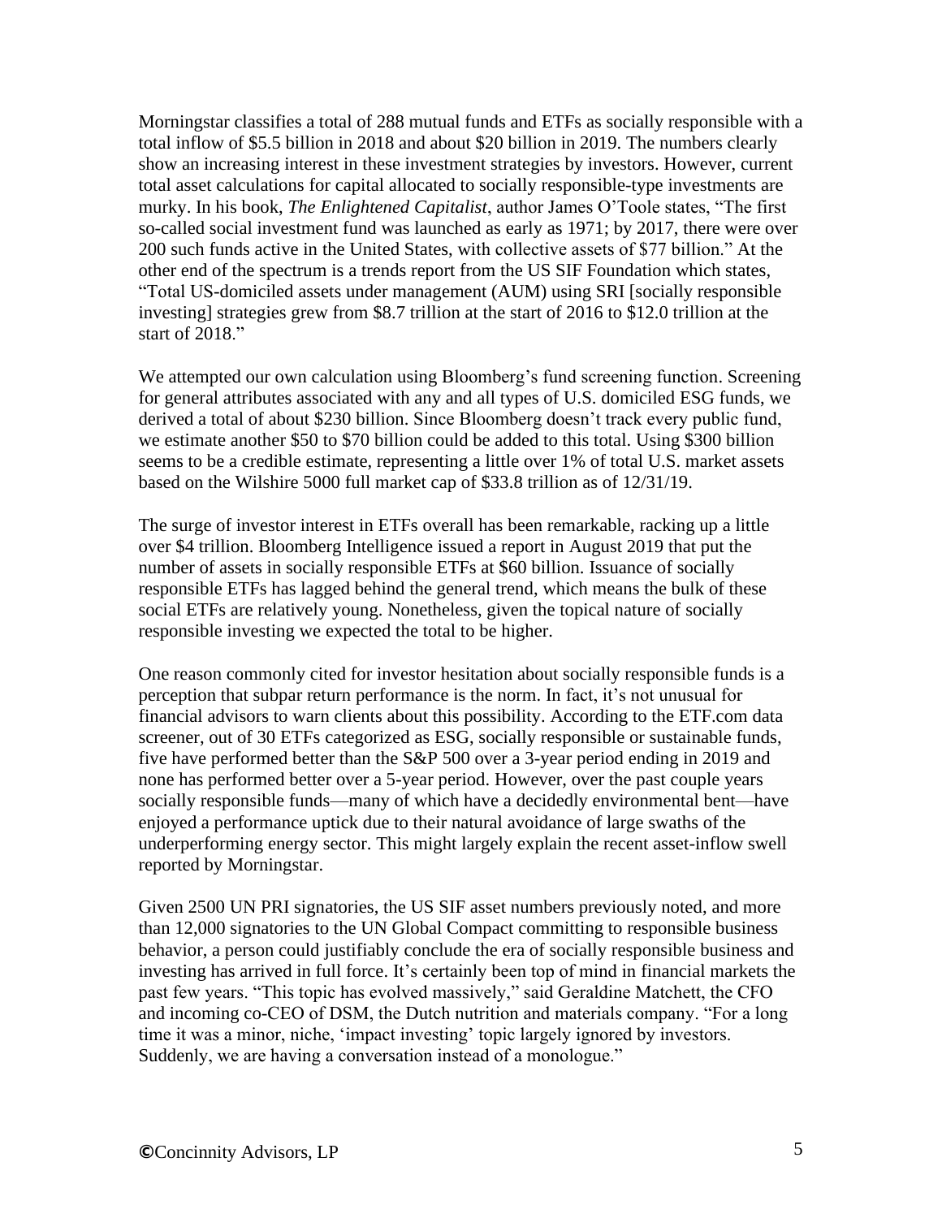Morningstar classifies a total of 288 mutual funds and ETFs as socially responsible with a total inflow of $5.5 billion in 2018 and about $20 billion in 2019. The numbers clearly show an increasing interest in these investment strategies by investors. However, current total asset calculations for capital allocated to socially responsible-type investments are murky. In his book, *The Enlightened Capitalist*, author James O'Toole states, "The first so-called social investment fund was launched as early as 1971; by 2017, there were over 200 such funds active in the United States, with collective assets of $77 billion." At the other end of the spectrum is a trends report from the US SIF Foundation which states, "Total US-domiciled assets under management (AUM) using SRI [socially responsible investing] strategies grew from $8.7 trillion at the start of 2016 to $12.0 trillion at the start of 2018."

We attempted our own calculation using Bloomberg's fund screening function. Screening for general attributes associated with any and all types of U.S. domiciled ESG funds, we derived a total of about $230 billion. Since Bloomberg doesn't track every public fund, we estimate another $50 to $70 billion could be added to this total. Using $300 billion seems to be a credible estimate, representing a little over 1% of total U.S. market assets based on the Wilshire 5000 full market cap of $33.8 trillion as of 12/31/19.

The surge of investor interest in ETFs overall has been remarkable, racking up a little over $4 trillion. Bloomberg Intelligence issued a report in August 2019 that put the number of assets in socially responsible ETFs at $60 billion. Issuance of socially responsible ETFs has lagged behind the general trend, which means the bulk of these social ETFs are relatively young. Nonetheless, given the topical nature of socially responsible investing we expected the total to be higher.

One reason commonly cited for investor hesitation about socially responsible funds is a perception that subpar return performance is the norm. In fact, it's not unusual for financial advisors to warn clients about this possibility. According to the ETF.com data screener, out of 30 ETFs categorized as ESG, socially responsible or sustainable funds, five have performed better than the S&P 500 over a 3-year period ending in 2019 and none has performed better over a 5-year period. However, over the past couple years socially responsible funds—many of which have a decidedly environmental bent—have enjoyed a performance uptick due to their natural avoidance of large swaths of the underperforming energy sector. This might largely explain the recent asset-inflow swell reported by Morningstar.

Given 2500 UN PRI signatories, the US SIF asset numbers previously noted, and more than 12,000 signatories to the UN Global Compact committing to responsible business behavior, a person could justifiably conclude the era of socially responsible business and investing has arrived in full force. It's certainly been top of mind in financial markets the past few years. "This topic has evolved massively," said Geraldine Matchett, the CFO and incoming co-CEO of DSM, the Dutch nutrition and materials company. "For a long time it was a minor, niche, 'impact investing' topic largely ignored by investors. Suddenly, we are having a conversation instead of a monologue."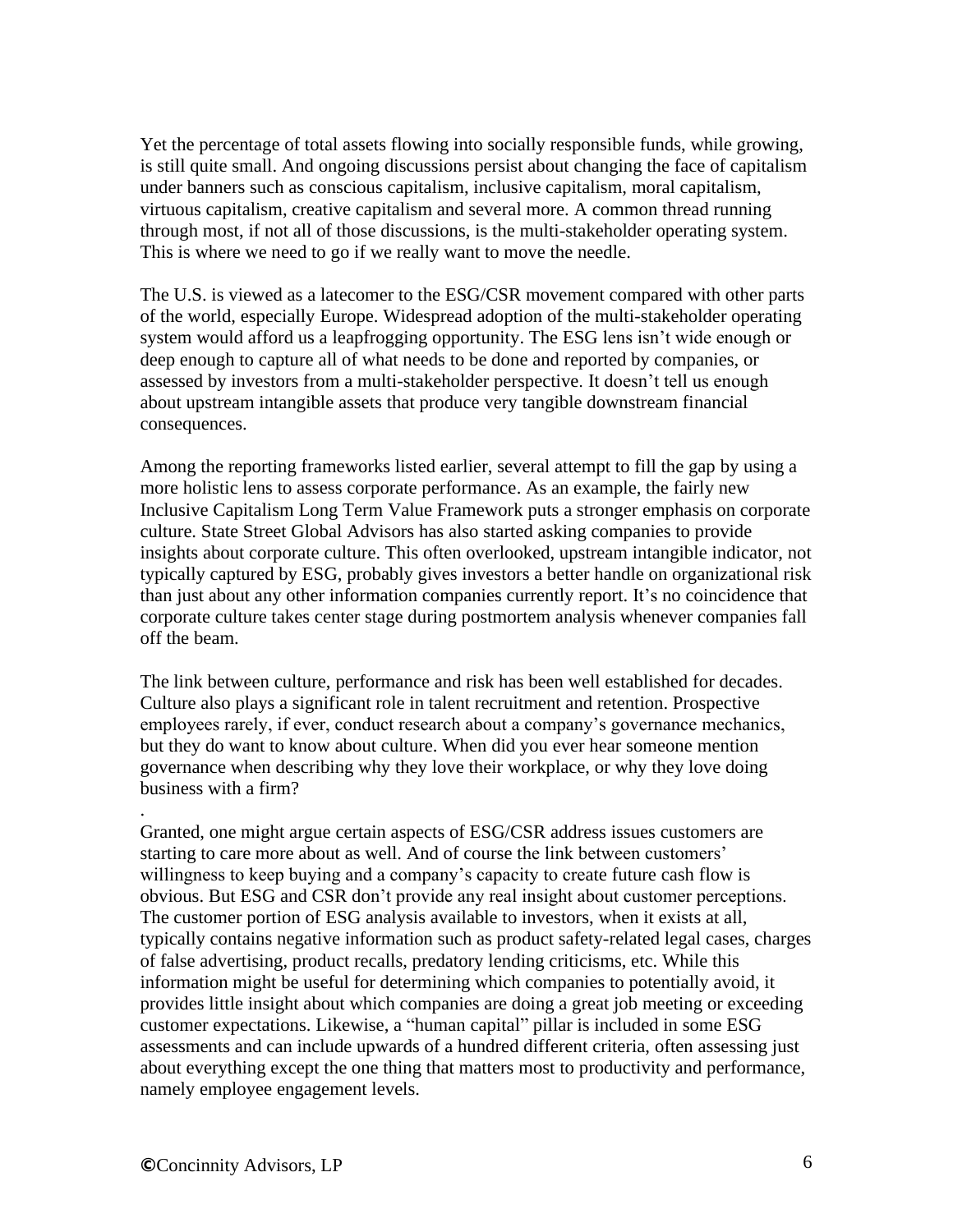Yet the percentage of total assets flowing into socially responsible funds, while growing, is still quite small. And ongoing discussions persist about changing the face of capitalism under banners such as conscious capitalism, inclusive capitalism, moral capitalism, virtuous capitalism, creative capitalism and several more. A common thread running through most, if not all of those discussions, is the multi-stakeholder operating system. This is where we need to go if we really want to move the needle.

The U.S. is viewed as a latecomer to the ESG/CSR movement compared with other parts of the world, especially Europe. Widespread adoption of the multi-stakeholder operating system would afford us a leapfrogging opportunity. The ESG lens isn't wide enough or deep enough to capture all of what needs to be done and reported by companies, or assessed by investors from a multi-stakeholder perspective. It doesn't tell us enough about upstream intangible assets that produce very tangible downstream financial consequences.

Among the reporting frameworks listed earlier, several attempt to fill the gap by using a more holistic lens to assess corporate performance. As an example, the fairly new Inclusive Capitalism Long Term Value Framework puts a stronger emphasis on corporate culture. State Street Global Advisors has also started asking companies to provide insights about corporate culture. This often overlooked, upstream intangible indicator, not typically captured by ESG, probably gives investors a better handle on organizational risk than just about any other information companies currently report. It's no coincidence that corporate culture takes center stage during postmortem analysis whenever companies fall off the beam.

The link between culture, performance and risk has been well established for decades. Culture also plays a significant role in talent recruitment and retention. Prospective employees rarely, if ever, conduct research about a company's governance mechanics, but they do want to know about culture. When did you ever hear someone mention governance when describing why they love their workplace, or why they love doing business with a firm?

Granted, one might argue certain aspects of ESG/CSR address issues customers are starting to care more about as well. And of course the link between customers' willingness to keep buying and a company's capacity to create future cash flow is obvious. But ESG and CSR don't provide any real insight about customer perceptions. The customer portion of ESG analysis available to investors, when it exists at all, typically contains negative information such as product safety-related legal cases, charges of false advertising, product recalls, predatory lending criticisms, etc. While this information might be useful for determining which companies to potentially avoid, it provides little insight about which companies are doing a great job meeting or exceeding customer expectations. Likewise, a "human capital" pillar is included in some ESG assessments and can include upwards of a hundred different criteria, often assessing just about everything except the one thing that matters most to productivity and performance, namely employee engagement levels.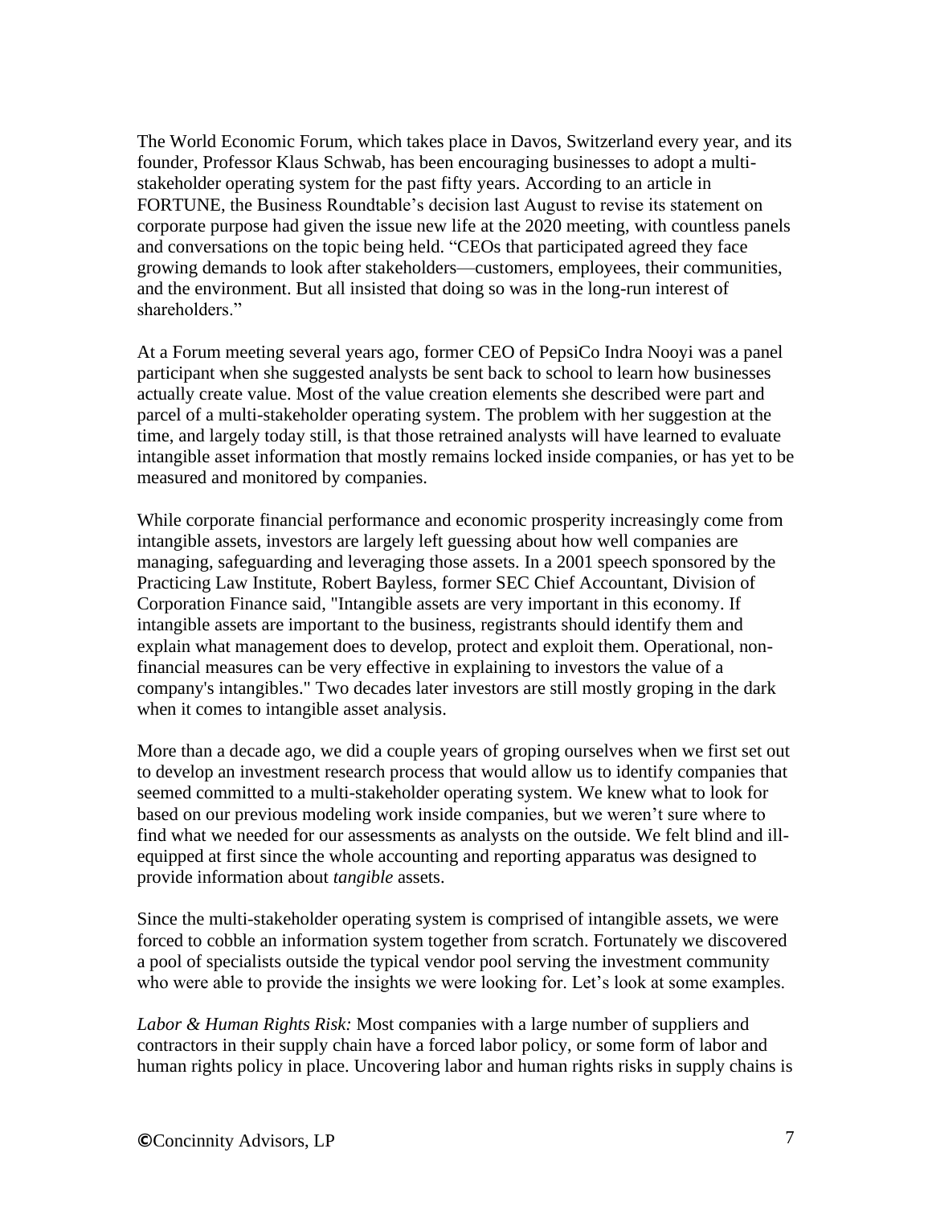The World Economic Forum, which takes place in Davos, Switzerland every year, and its founder, Professor Klaus Schwab, has been encouraging businesses to adopt a multi-stakeholder operating system for the past fifty years. According to an article in FORTUNE, the Business Roundtable's decision last August to revise its statement on corporate purpose had given the issue new life at the 2020 meeting, with countless panels and conversations on the topic being held. "CEOs that participated agreed they face growing demands to look after stakeholders—customers, employees, their communities, and the environment. But all insisted that doing so was in the long-run interest of shareholders."

At a Forum meeting several years ago, former CEO of PepsiCo Indra Nooyi was a panel participant when she suggested analysts be sent back to school to learn how businesses actually create value. Most of the value creation elements she described were part and parcel of a multi-stakeholder operating system. The problem with her suggestion at the time, and largely today still, is that those retrained analysts will have learned to evaluate intangible asset information that mostly remains locked inside companies, or has yet to be measured and monitored by companies.

While corporate financial performance and economic prosperity increasingly come from intangible assets, investors are largely left guessing about how well companies are managing, safeguarding and leveraging those assets. In a 2001 speech sponsored by the Practicing Law Institute, Robert Bayless, former SEC Chief Accountant, Division of Corporation Finance said, "Intangible assets are very important in this economy. If intangible assets are important to the business, registrants should identify them and explain what management does to develop, protect and exploit them. Operational, non-financial measures can be very effective in explaining to investors the value of a company's intangibles." Two decades later investors are still mostly groping in the dark when it comes to intangible asset analysis.

More than a decade ago, we did a couple years of groping ourselves when we first set out to develop an investment research process that would allow us to identify companies that seemed committed to a multi-stakeholder operating system. We knew what to look for based on our previous modeling work inside companies, but we weren't sure where to find what we needed for our assessments as analysts on the outside. We felt blind and ill-equipped at first since the whole accounting and reporting apparatus was designed to provide information about *tangible* assets.

Since the multi-stakeholder operating system is comprised of intangible assets, we were forced to cobble an information system together from scratch. Fortunately we discovered a pool of specialists outside the typical vendor pool serving the investment community who were able to provide the insights we were looking for. Let's look at some examples.

*Labor & Human Rights Risk:* Most companies with a large number of suppliers and contractors in their supply chain have a forced labor policy, or some form of labor and human rights policy in place. Uncovering labor and human rights risks in supply chains is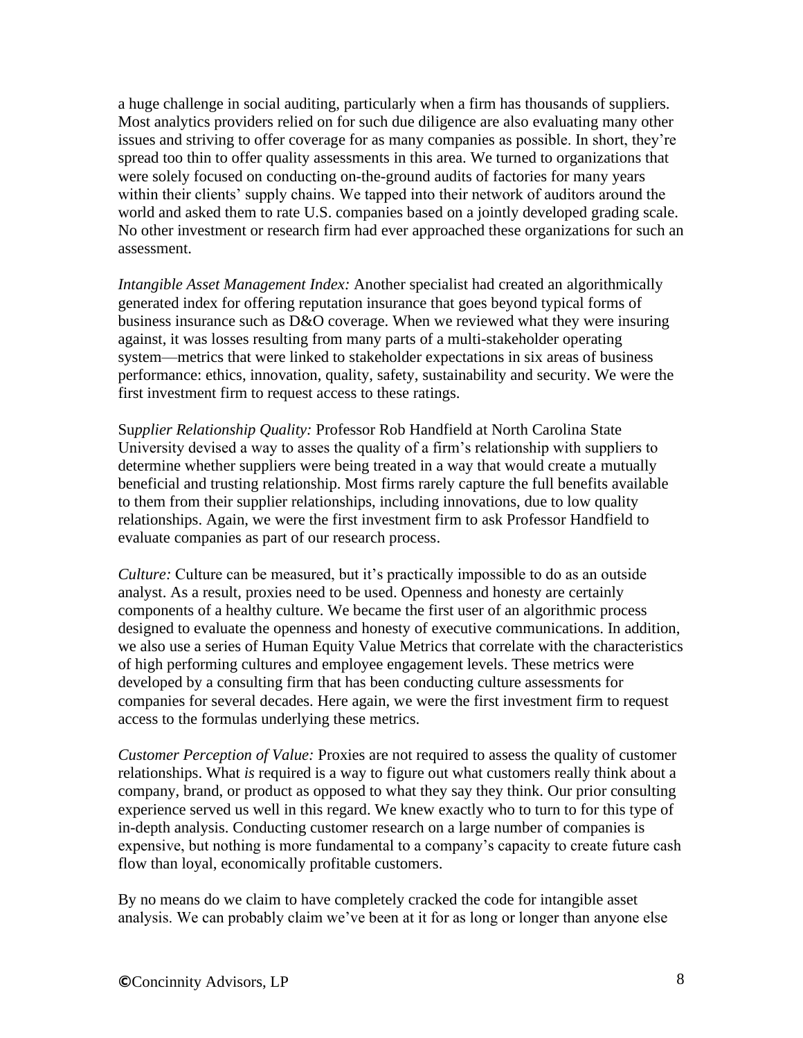a huge challenge in social auditing, particularly when a firm has thousands of suppliers. Most analytics providers relied on for such due diligence are also evaluating many other issues and striving to offer coverage for as many companies as possible. In short, they're spread too thin to offer quality assessments in this area. We turned to organizations that were solely focused on conducting on-the-ground audits of factories for many years within their clients' supply chains. We tapped into their network of auditors around the world and asked them to rate U.S. companies based on a jointly developed grading scale. No other investment or research firm had ever approached these organizations for such an assessment.

*Intangible Asset Management Index:* Another specialist had created an algorithmically generated index for offering reputation insurance that goes beyond typical forms of business insurance such as D&O coverage. When we reviewed what they were insuring against, it was losses resulting from many parts of a multi-stakeholder operating system—metrics that were linked to stakeholder expectations in six areas of business performance: ethics, innovation, quality, safety, sustainability and security. We were the first investment firm to request access to these ratings.

S*upplier Relationship Quality:* Professor Rob Handfield at North Carolina State University devised a way to asses the quality of a firm's relationship with suppliers to determine whether suppliers were being treated in a way that would create a mutually beneficial and trusting relationship. Most firms rarely capture the full benefits available to them from their supplier relationships, including innovations, due to low quality relationships. Again, we were the first investment firm to ask Professor Handfield to evaluate companies as part of our research process.

*Culture:* Culture can be measured, but it's practically impossible to do as an outside analyst. As a result, proxies need to be used. Openness and honesty are certainly components of a healthy culture. We became the first user of an algorithmic process designed to evaluate the openness and honesty of executive communications. In addition, we also use a series of Human Equity Value Metrics that correlate with the characteristics of high performing cultures and employee engagement levels. These metrics were developed by a consulting firm that has been conducting culture assessments for companies for several decades. Here again, we were the first investment firm to request access to the formulas underlying these metrics.

*Customer Perception of Value:* Proxies are not required to assess the quality of customer relationships. What *is* required is a way to figure out what customers really think about a company, brand, or product as opposed to what they say they think. Our prior consulting experience served us well in this regard. We knew exactly who to turn to for this type of in-depth analysis. Conducting customer research on a large number of companies is expensive, but nothing is more fundamental to a company's capacity to create future cash flow than loyal, economically profitable customers.

By no means do we claim to have completely cracked the code for intangible asset analysis. We can probably claim we've been at it for as long or longer than anyone else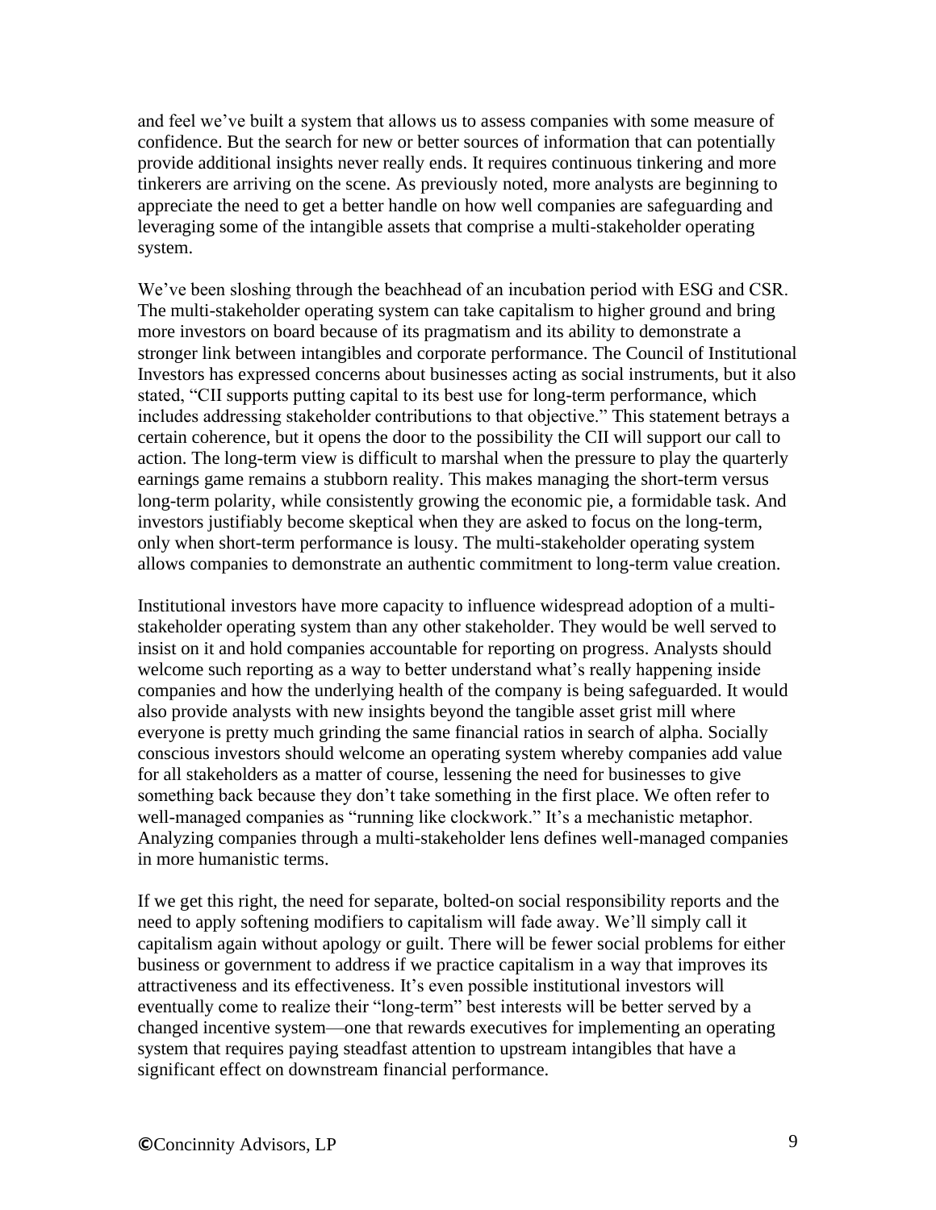and feel we've built a system that allows us to assess companies with some measure of confidence. But the search for new or better sources of information that can potentially provide additional insights never really ends. It requires continuous tinkering and more tinkerers are arriving on the scene. As previously noted, more analysts are beginning to appreciate the need to get a better handle on how well companies are safeguarding and leveraging some of the intangible assets that comprise a multi-stakeholder operating system.

We've been sloshing through the beachhead of an incubation period with ESG and CSR. The multi-stakeholder operating system can take capitalism to higher ground and bring more investors on board because of its pragmatism and its ability to demonstrate a stronger link between intangibles and corporate performance. The Council of Institutional Investors has expressed concerns about businesses acting as social instruments, but it also stated, "CII supports putting capital to its best use for long-term performance, which includes addressing stakeholder contributions to that objective." This statement betrays a certain coherence, but it opens the door to the possibility the CII will support our call to action. The long-term view is difficult to marshal when the pressure to play the quarterly earnings game remains a stubborn reality. This makes managing the short-term versus long-term polarity, while consistently growing the economic pie, a formidable task. And investors justifiably become skeptical when they are asked to focus on the long-term, only when short-term performance is lousy. The multi-stakeholder operating system allows companies to demonstrate an authentic commitment to long-term value creation.

Institutional investors have more capacity to influence widespread adoption of a multi-stakeholder operating system than any other stakeholder. They would be well served to insist on it and hold companies accountable for reporting on progress. Analysts should welcome such reporting as a way to better understand what's really happening inside companies and how the underlying health of the company is being safeguarded. It would also provide analysts with new insights beyond the tangible asset grist mill where everyone is pretty much grinding the same financial ratios in search of alpha. Socially conscious investors should welcome an operating system whereby companies add value for all stakeholders as a matter of course, lessening the need for businesses to give something back because they don't take something in the first place. We often refer to well-managed companies as "running like clockwork." It's a mechanistic metaphor. Analyzing companies through a multi-stakeholder lens defines well-managed companies in more humanistic terms.

If we get this right, the need for separate, bolted-on social responsibility reports and the need to apply softening modifiers to capitalism will fade away. We'll simply call it capitalism again without apology or guilt. There will be fewer social problems for either business or government to address if we practice capitalism in a way that improves its attractiveness and its effectiveness. It's even possible institutional investors will eventually come to realize their "long-term" best interests will be better served by a changed incentive system—one that rewards executives for implementing an operating system that requires paying steadfast attention to upstream intangibles that have a significant effect on downstream financial performance.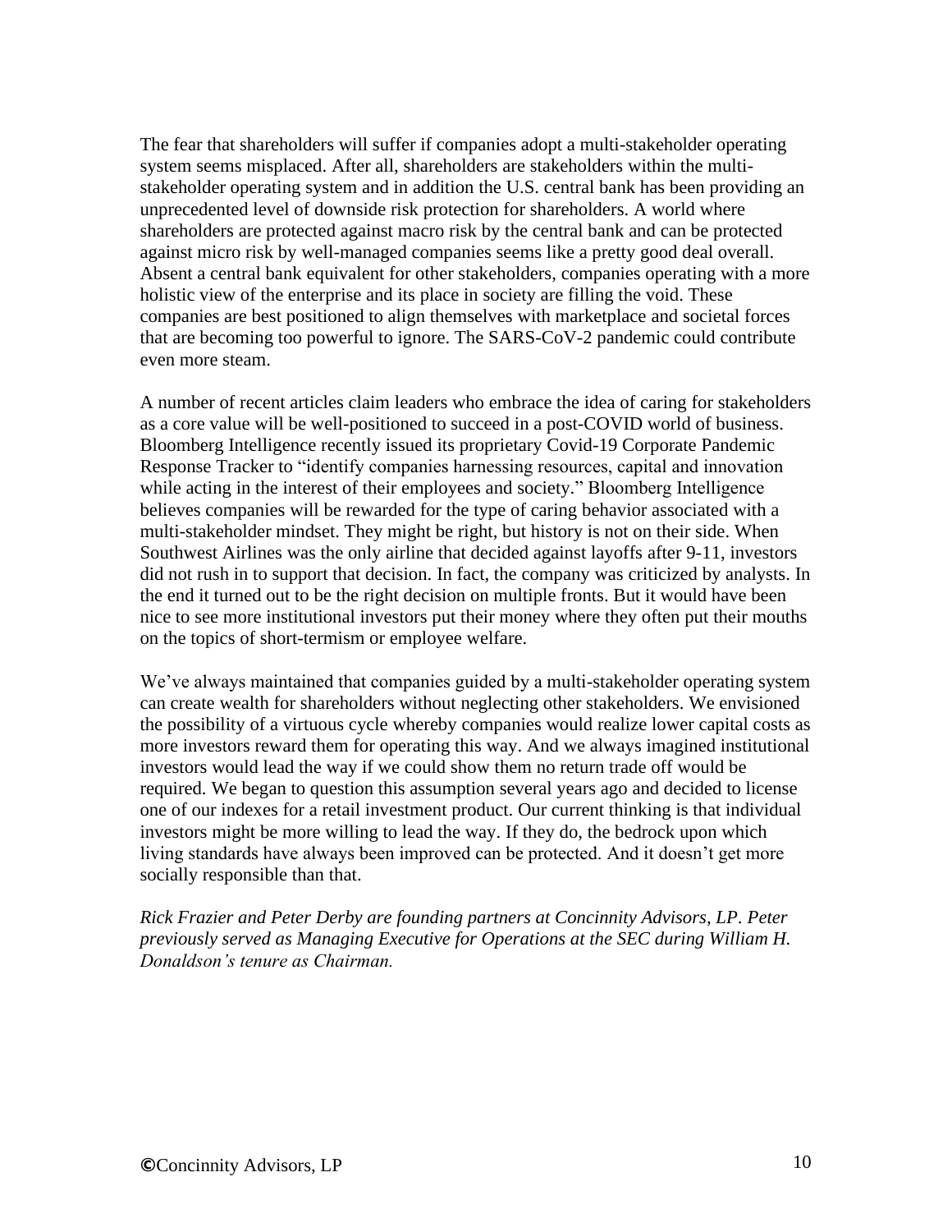The fear that shareholders will suffer if companies adopt a multi-stakeholder operating system seems misplaced. After all, shareholders are stakeholders within the multi-stakeholder operating system and in addition the U.S. central bank has been providing an unprecedented level of downside risk protection for shareholders. A world where shareholders are protected against macro risk by the central bank and can be protected against micro risk by well-managed companies seems like a pretty good deal overall. Absent a central bank equivalent for other stakeholders, companies operating with a more holistic view of the enterprise and its place in society are filling the void. These companies are best positioned to align themselves with marketplace and societal forces that are becoming too powerful to ignore. The SARS-CoV-2 pandemic could contribute even more steam.

A number of recent articles claim leaders who embrace the idea of caring for stakeholders as a core value will be well-positioned to succeed in a post-COVID world of business. Bloomberg Intelligence recently issued its proprietary Covid-19 Corporate Pandemic Response Tracker to "identify companies harnessing resources, capital and innovation while acting in the interest of their employees and society." Bloomberg Intelligence believes companies will be rewarded for the type of caring behavior associated with a multi-stakeholder mindset. They might be right, but history is not on their side. When Southwest Airlines was the only airline that decided against layoffs after 9-11, investors did not rush in to support that decision. In fact, the company was criticized by analysts. In the end it turned out to be the right decision on multiple fronts. But it would have been nice to see more institutional investors put their money where they often put their mouths on the topics of short-termism or employee welfare.

We've always maintained that companies guided by a multi-stakeholder operating system can create wealth for shareholders without neglecting other stakeholders. We envisioned the possibility of a virtuous cycle whereby companies would realize lower capital costs as more investors reward them for operating this way. And we always imagined institutional investors would lead the way if we could show them no return trade off would be required. We began to question this assumption several years ago and decided to license one of our indexes for a retail investment product. Our current thinking is that individual investors might be more willing to lead the way. If they do, the bedrock upon which living standards have always been improved can be protected. And it doesn't get more socially responsible than that.

*Rick Frazier and Peter Derby are founding partners at Concinnity Advisors, LP. Peter previously served as Managing Executive for Operations at the SEC during William H. Donaldson's tenure as Chairman.*